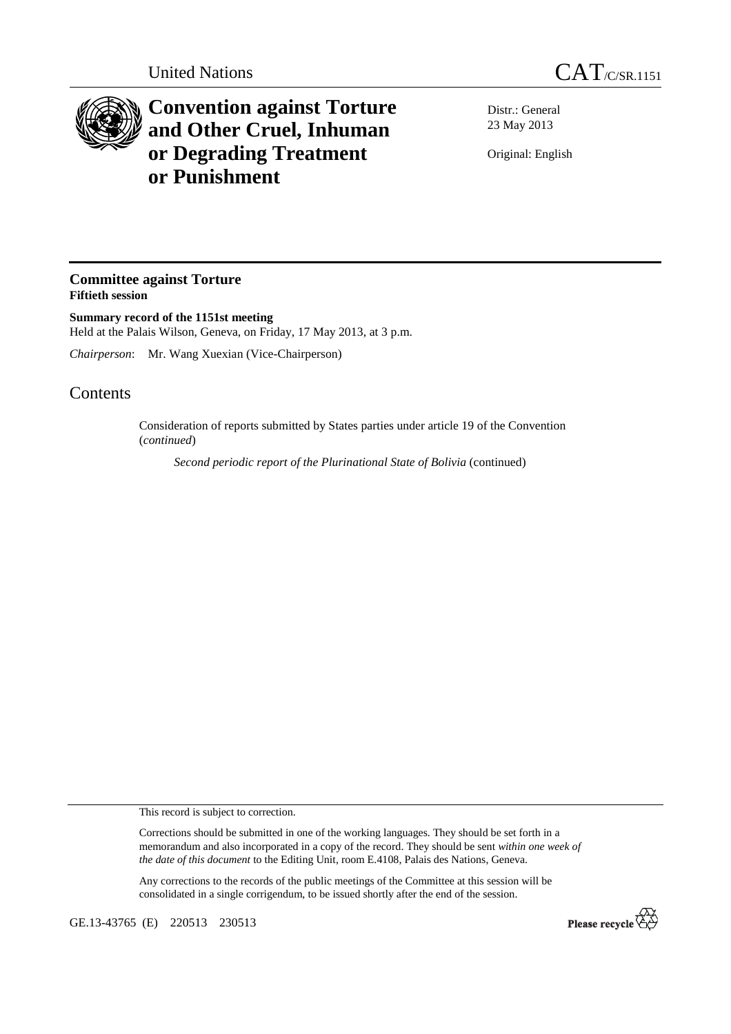United Nations

# CAT/C/SR.1151

# Convention against Torture and Other Cruel, Inhuman or Degrading Treatment or Punishment

Distr.: General
23 May 2013

Original: English

## Committee against Torture
**Fiftieth session**

**Summary record of the 1151st meeting**
Held at the Palais Wilson, Geneva, on Friday, 17 May 2013, at 3 p.m.

*Chairperson*: Mr. Wang Xuexian (Vice-Chairperson)

## Contents

Consideration of reports submitted by States parties under article 19 of the Convention (*continued*)

*Second periodic report of the Plurinational State of Bolivia* (continued)

This record is subject to correction.

Corrections should be submitted in one of the working languages. They should be set forth in a memorandum and also incorporated in a copy of the record. They should be sent *within one week of the date of this document* to the Editing Unit, room E.4108, Palais des Nations, Geneva.

Any corrections to the records of the public meetings of the Committee at this session will be consolidated in a single corrigendum, to be issued shortly after the end of the session.

GE.13-43765 (E) 220513 230513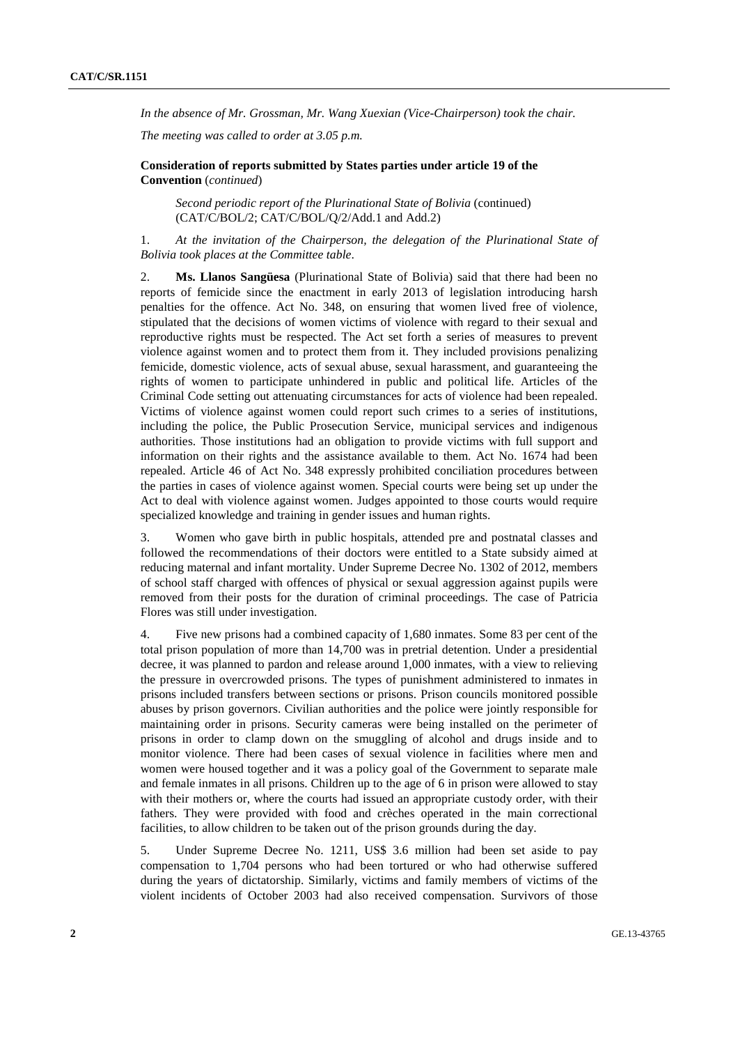*In the absence of Mr. Grossman, Mr. Wang Xuexian (Vice-Chairperson) took the chair.*

*The meeting was called to order at 3.05 p.m.*

**Consideration of reports submitted by States parties under article 19 of the Convention** (*continued*)

*Second periodic report of the Plurinational State of Bolivia* (continued) (CAT/C/BOL/2; CAT/C/BOL/Q/2/Add.1 and Add.2)

1. *At the invitation of the Chairperson, the delegation of the Plurinational State of Bolivia took places at the Committee table*.

2. **Ms. Llanos Sangüesa** (Plurinational State of Bolivia) said that there had been no reports of femicide since the enactment in early 2013 of legislation introducing harsh penalties for the offence. Act No. 348, on ensuring that women lived free of violence, stipulated that the decisions of women victims of violence with regard to their sexual and reproductive rights must be respected. The Act set forth a series of measures to prevent violence against women and to protect them from it. They included provisions penalizing femicide, domestic violence, acts of sexual abuse, sexual harassment, and guaranteeing the rights of women to participate unhindered in public and political life. Articles of the Criminal Code setting out attenuating circumstances for acts of violence had been repealed. Victims of violence against women could report such crimes to a series of institutions, including the police, the Public Prosecution Service, municipal services and indigenous authorities. Those institutions had an obligation to provide victims with full support and information on their rights and the assistance available to them. Act No. 1674 had been repealed. Article 46 of Act No. 348 expressly prohibited conciliation procedures between the parties in cases of violence against women. Special courts were being set up under the Act to deal with violence against women. Judges appointed to those courts would require specialized knowledge and training in gender issues and human rights.

3. Women who gave birth in public hospitals, attended pre and postnatal classes and followed the recommendations of their doctors were entitled to a State subsidy aimed at reducing maternal and infant mortality. Under Supreme Decree No. 1302 of 2012, members of school staff charged with offences of physical or sexual aggression against pupils were removed from their posts for the duration of criminal proceedings. The case of Patricia Flores was still under investigation.

4. Five new prisons had a combined capacity of 1,680 inmates. Some 83 per cent of the total prison population of more than 14,700 was in pretrial detention. Under a presidential decree, it was planned to pardon and release around 1,000 inmates, with a view to relieving the pressure in overcrowded prisons. The types of punishment administered to inmates in prisons included transfers between sections or prisons. Prison councils monitored possible abuses by prison governors. Civilian authorities and the police were jointly responsible for maintaining order in prisons. Security cameras were being installed on the perimeter of prisons in order to clamp down on the smuggling of alcohol and drugs inside and to monitor violence. There had been cases of sexual violence in facilities where men and women were housed together and it was a policy goal of the Government to separate male and female inmates in all prisons. Children up to the age of 6 in prison were allowed to stay with their mothers or, where the courts had issued an appropriate custody order, with their fathers. They were provided with food and crèches operated in the main correctional facilities, to allow children to be taken out of the prison grounds during the day.

5. Under Supreme Decree No. 1211, US$ 3.6 million had been set aside to pay compensation to 1,704 persons who had been tortured or who had otherwise suffered during the years of dictatorship. Similarly, victims and family members of victims of the violent incidents of October 2003 had also received compensation. Survivors of those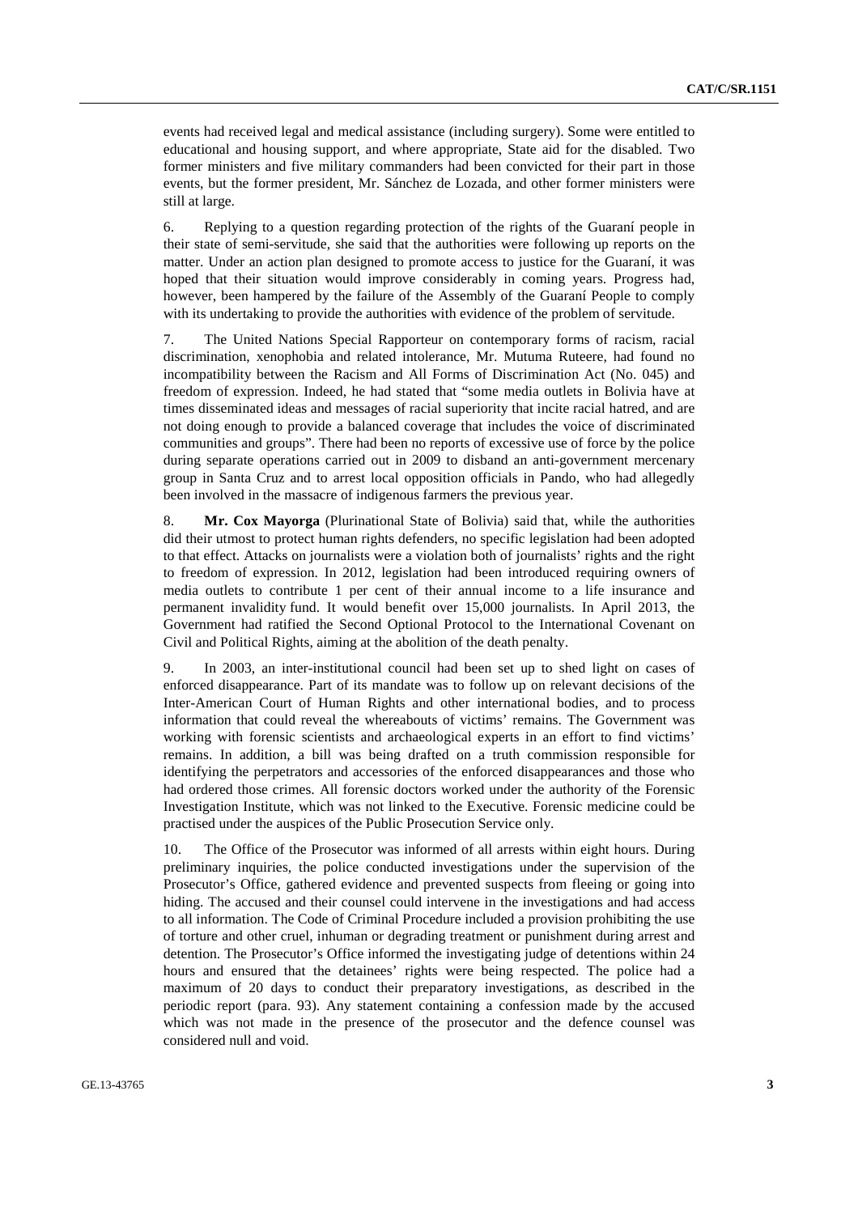events had received legal and medical assistance (including surgery). Some were entitled to educational and housing support, and where appropriate, State aid for the disabled. Two former ministers and five military commanders had been convicted for their part in those events, but the former president, Mr. Sánchez de Lozada, and other former ministers were still at large.

6. Replying to a question regarding protection of the rights of the Guaraní people in their state of semi-servitude, she said that the authorities were following up reports on the matter. Under an action plan designed to promote access to justice for the Guaraní, it was hoped that their situation would improve considerably in coming years. Progress had, however, been hampered by the failure of the Assembly of the Guaraní People to comply with its undertaking to provide the authorities with evidence of the problem of servitude.

7. The United Nations Special Rapporteur on contemporary forms of racism, racial discrimination, xenophobia and related intolerance, Mr. Mutuma Ruteere, had found no incompatibility between the Racism and All Forms of Discrimination Act (No. 045) and freedom of expression. Indeed, he had stated that "some media outlets in Bolivia have at times disseminated ideas and messages of racial superiority that incite racial hatred, and are not doing enough to provide a balanced coverage that includes the voice of discriminated communities and groups". There had been no reports of excessive use of force by the police during separate operations carried out in 2009 to disband an anti-government mercenary group in Santa Cruz and to arrest local opposition officials in Pando, who had allegedly been involved in the massacre of indigenous farmers the previous year.

8. **Mr. Cox Mayorga** (Plurinational State of Bolivia) said that, while the authorities did their utmost to protect human rights defenders, no specific legislation had been adopted to that effect. Attacks on journalists were a violation both of journalists' rights and the right to freedom of expression. In 2012, legislation had been introduced requiring owners of media outlets to contribute 1 per cent of their annual income to a life insurance and permanent invalidity fund. It would benefit over 15,000 journalists. In April 2013, the Government had ratified the Second Optional Protocol to the International Covenant on Civil and Political Rights, aiming at the abolition of the death penalty.

9. In 2003, an inter-institutional council had been set up to shed light on cases of enforced disappearance. Part of its mandate was to follow up on relevant decisions of the Inter-American Court of Human Rights and other international bodies, and to process information that could reveal the whereabouts of victims' remains. The Government was working with forensic scientists and archaeological experts in an effort to find victims' remains. In addition, a bill was being drafted on a truth commission responsible for identifying the perpetrators and accessories of the enforced disappearances and those who had ordered those crimes. All forensic doctors worked under the authority of the Forensic Investigation Institute, which was not linked to the Executive. Forensic medicine could be practised under the auspices of the Public Prosecution Service only.

10. The Office of the Prosecutor was informed of all arrests within eight hours. During preliminary inquiries, the police conducted investigations under the supervision of the Prosecutor's Office, gathered evidence and prevented suspects from fleeing or going into hiding. The accused and their counsel could intervene in the investigations and had access to all information. The Code of Criminal Procedure included a provision prohibiting the use of torture and other cruel, inhuman or degrading treatment or punishment during arrest and detention. The Prosecutor's Office informed the investigating judge of detentions within 24 hours and ensured that the detainees' rights were being respected. The police had a maximum of 20 days to conduct their preparatory investigations, as described in the periodic report (para. 93). Any statement containing a confession made by the accused which was not made in the presence of the prosecutor and the defence counsel was considered null and void.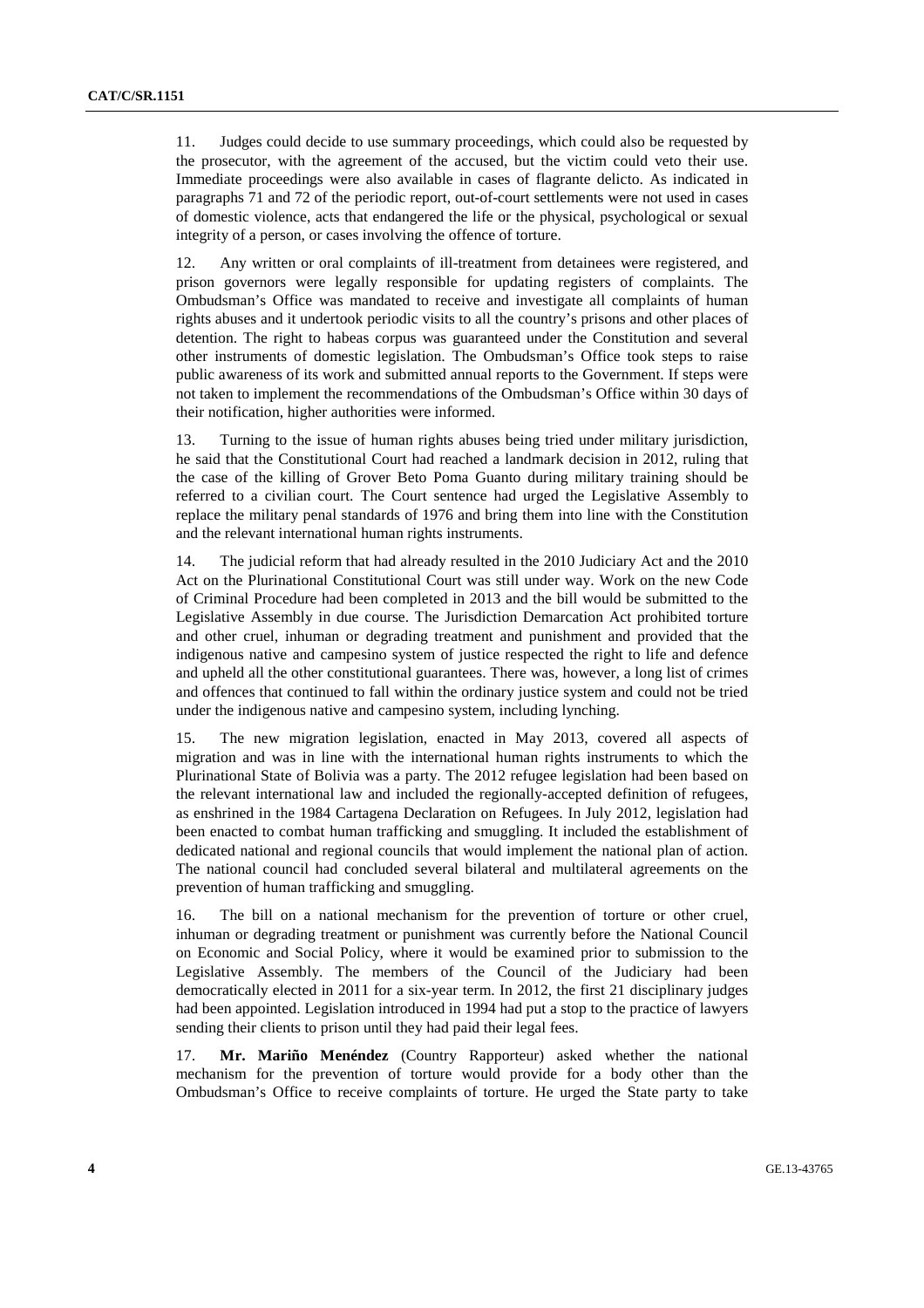11. Judges could decide to use summary proceedings, which could also be requested by the prosecutor, with the agreement of the accused, but the victim could veto their use. Immediate proceedings were also available in cases of flagrante delicto. As indicated in paragraphs 71 and 72 of the periodic report, out-of-court settlements were not used in cases of domestic violence, acts that endangered the life or the physical, psychological or sexual integrity of a person, or cases involving the offence of torture.

12. Any written or oral complaints of ill-treatment from detainees were registered, and prison governors were legally responsible for updating registers of complaints. The Ombudsman's Office was mandated to receive and investigate all complaints of human rights abuses and it undertook periodic visits to all the country's prisons and other places of detention. The right to habeas corpus was guaranteed under the Constitution and several other instruments of domestic legislation. The Ombudsman's Office took steps to raise public awareness of its work and submitted annual reports to the Government. If steps were not taken to implement the recommendations of the Ombudsman's Office within 30 days of their notification, higher authorities were informed.

13. Turning to the issue of human rights abuses being tried under military jurisdiction, he said that the Constitutional Court had reached a landmark decision in 2012, ruling that the case of the killing of Grover Beto Poma Guanto during military training should be referred to a civilian court. The Court sentence had urged the Legislative Assembly to replace the military penal standards of 1976 and bring them into line with the Constitution and the relevant international human rights instruments.

14. The judicial reform that had already resulted in the 2010 Judiciary Act and the 2010 Act on the Plurinational Constitutional Court was still under way. Work on the new Code of Criminal Procedure had been completed in 2013 and the bill would be submitted to the Legislative Assembly in due course. The Jurisdiction Demarcation Act prohibited torture and other cruel, inhuman or degrading treatment and punishment and provided that the indigenous native and campesino system of justice respected the right to life and defence and upheld all the other constitutional guarantees. There was, however, a long list of crimes and offences that continued to fall within the ordinary justice system and could not be tried under the indigenous native and campesino system, including lynching.

15. The new migration legislation, enacted in May 2013, covered all aspects of migration and was in line with the international human rights instruments to which the Plurinational State of Bolivia was a party. The 2012 refugee legislation had been based on the relevant international law and included the regionally-accepted definition of refugees, as enshrined in the 1984 Cartagena Declaration on Refugees. In July 2012, legislation had been enacted to combat human trafficking and smuggling. It included the establishment of dedicated national and regional councils that would implement the national plan of action. The national council had concluded several bilateral and multilateral agreements on the prevention of human trafficking and smuggling.

16. The bill on a national mechanism for the prevention of torture or other cruel, inhuman or degrading treatment or punishment was currently before the National Council on Economic and Social Policy, where it would be examined prior to submission to the Legislative Assembly. The members of the Council of the Judiciary had been democratically elected in 2011 for a six-year term. In 2012, the first 21 disciplinary judges had been appointed. Legislation introduced in 1994 had put a stop to the practice of lawyers sending their clients to prison until they had paid their legal fees.

17. **Mr. Mariño Menéndez** (Country Rapporteur) asked whether the national mechanism for the prevention of torture would provide for a body other than the Ombudsman's Office to receive complaints of torture. He urged the State party to take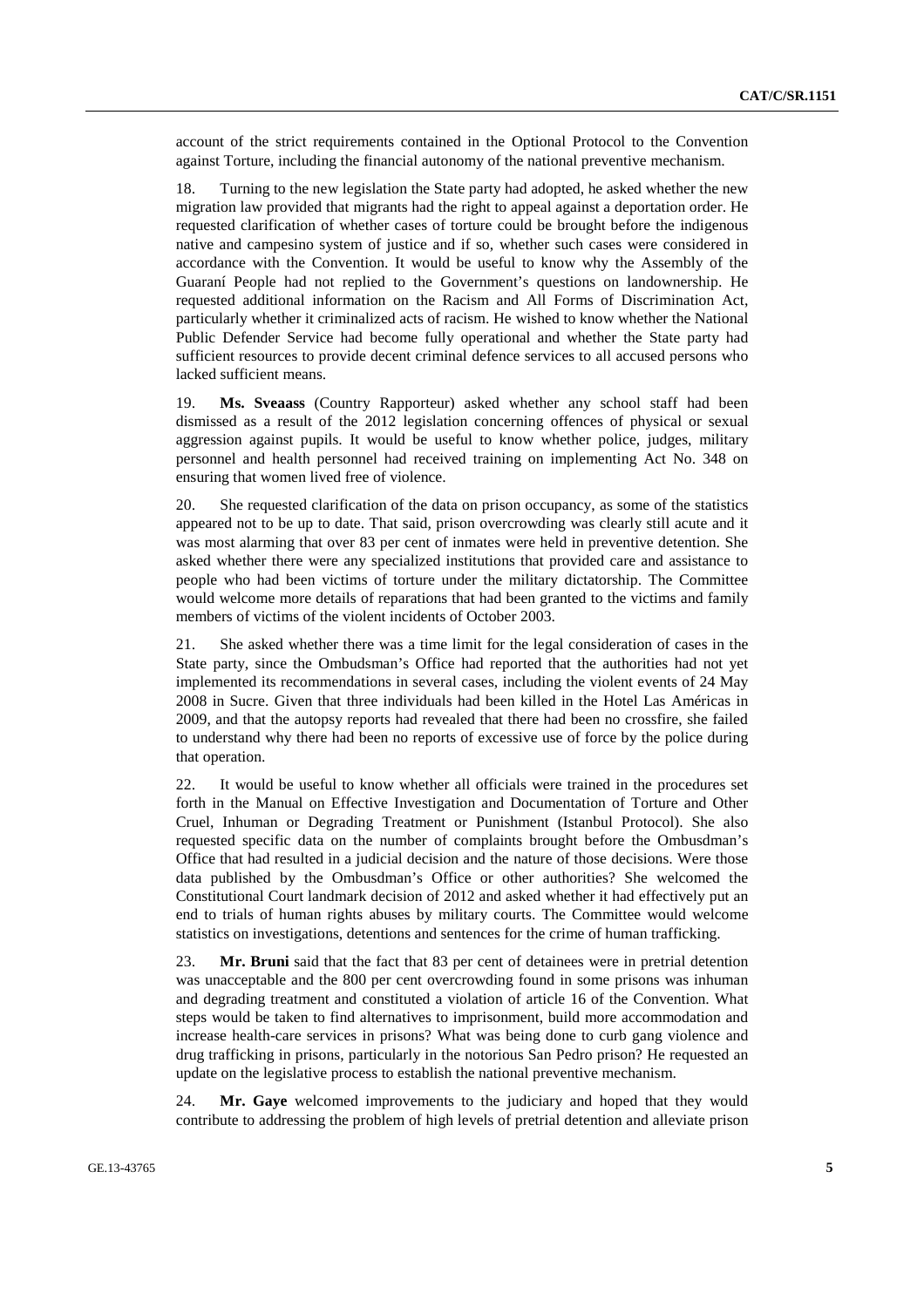account of the strict requirements contained in the Optional Protocol to the Convention against Torture, including the financial autonomy of the national preventive mechanism.

18. Turning to the new legislation the State party had adopted, he asked whether the new migration law provided that migrants had the right to appeal against a deportation order. He requested clarification of whether cases of torture could be brought before the indigenous native and campesino system of justice and if so, whether such cases were considered in accordance with the Convention. It would be useful to know why the Assembly of the Guaraní People had not replied to the Government's questions on landownership. He requested additional information on the Racism and All Forms of Discrimination Act, particularly whether it criminalized acts of racism. He wished to know whether the National Public Defender Service had become fully operational and whether the State party had sufficient resources to provide decent criminal defence services to all accused persons who lacked sufficient means.

19. **Ms. Sveaass** (Country Rapporteur) asked whether any school staff had been dismissed as a result of the 2012 legislation concerning offences of physical or sexual aggression against pupils. It would be useful to know whether police, judges, military personnel and health personnel had received training on implementing Act No. 348 on ensuring that women lived free of violence.

20. She requested clarification of the data on prison occupancy, as some of the statistics appeared not to be up to date. That said, prison overcrowding was clearly still acute and it was most alarming that over 83 per cent of inmates were held in preventive detention. She asked whether there were any specialized institutions that provided care and assistance to people who had been victims of torture under the military dictatorship. The Committee would welcome more details of reparations that had been granted to the victims and family members of victims of the violent incidents of October 2003.

21. She asked whether there was a time limit for the legal consideration of cases in the State party, since the Ombudsman's Office had reported that the authorities had not yet implemented its recommendations in several cases, including the violent events of 24 May 2008 in Sucre. Given that three individuals had been killed in the Hotel Las Américas in 2009, and that the autopsy reports had revealed that there had been no crossfire, she failed to understand why there had been no reports of excessive use of force by the police during that operation.

22. It would be useful to know whether all officials were trained in the procedures set forth in the Manual on Effective Investigation and Documentation of Torture and Other Cruel, Inhuman or Degrading Treatment or Punishment (Istanbul Protocol). She also requested specific data on the number of complaints brought before the Ombusdman's Office that had resulted in a judicial decision and the nature of those decisions. Were those data published by the Ombusdman's Office or other authorities? She welcomed the Constitutional Court landmark decision of 2012 and asked whether it had effectively put an end to trials of human rights abuses by military courts. The Committee would welcome statistics on investigations, detentions and sentences for the crime of human trafficking.

23. **Mr. Bruni** said that the fact that 83 per cent of detainees were in pretrial detention was unacceptable and the 800 per cent overcrowding found in some prisons was inhuman and degrading treatment and constituted a violation of article 16 of the Convention. What steps would be taken to find alternatives to imprisonment, build more accommodation and increase health-care services in prisons? What was being done to curb gang violence and drug trafficking in prisons, particularly in the notorious San Pedro prison? He requested an update on the legislative process to establish the national preventive mechanism.

24. **Mr. Gaye** welcomed improvements to the judiciary and hoped that they would contribute to addressing the problem of high levels of pretrial detention and alleviate prison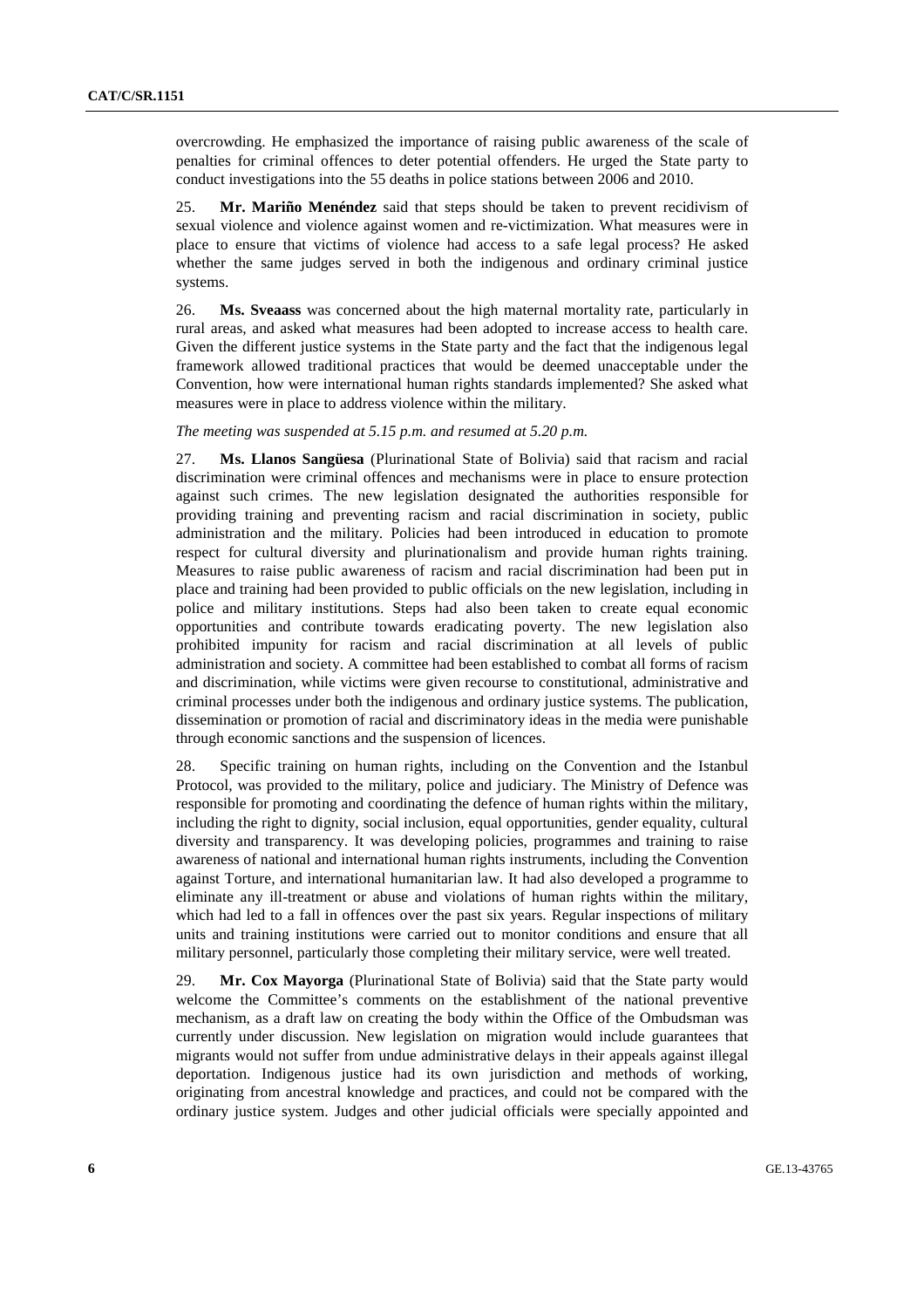overcrowding. He emphasized the importance of raising public awareness of the scale of penalties for criminal offences to deter potential offenders. He urged the State party to conduct investigations into the 55 deaths in police stations between 2006 and 2010.

25. **Mr. Mariño Menéndez** said that steps should be taken to prevent recidivism of sexual violence and violence against women and re-victimization. What measures were in place to ensure that victims of violence had access to a safe legal process? He asked whether the same judges served in both the indigenous and ordinary criminal justice systems.

26. **Ms. Sveaass** was concerned about the high maternal mortality rate, particularly in rural areas, and asked what measures had been adopted to increase access to health care. Given the different justice systems in the State party and the fact that the indigenous legal framework allowed traditional practices that would be deemed unacceptable under the Convention, how were international human rights standards implemented? She asked what measures were in place to address violence within the military.

*The meeting was suspended at 5.15 p.m. and resumed at 5.20 p.m.*

27. **Ms. Llanos Sangüesa** (Plurinational State of Bolivia) said that racism and racial discrimination were criminal offences and mechanisms were in place to ensure protection against such crimes. The new legislation designated the authorities responsible for providing training and preventing racism and racial discrimination in society, public administration and the military. Policies had been introduced in education to promote respect for cultural diversity and plurinationalism and provide human rights training. Measures to raise public awareness of racism and racial discrimination had been put in place and training had been provided to public officials on the new legislation, including in police and military institutions. Steps had also been taken to create equal economic opportunities and contribute towards eradicating poverty. The new legislation also prohibited impunity for racism and racial discrimination at all levels of public administration and society. A committee had been established to combat all forms of racism and discrimination, while victims were given recourse to constitutional, administrative and criminal processes under both the indigenous and ordinary justice systems. The publication, dissemination or promotion of racial and discriminatory ideas in the media were punishable through economic sanctions and the suspension of licences.

28. Specific training on human rights, including on the Convention and the Istanbul Protocol, was provided to the military, police and judiciary. The Ministry of Defence was responsible for promoting and coordinating the defence of human rights within the military, including the right to dignity, social inclusion, equal opportunities, gender equality, cultural diversity and transparency. It was developing policies, programmes and training to raise awareness of national and international human rights instruments, including the Convention against Torture, and international humanitarian law. It had also developed a programme to eliminate any ill-treatment or abuse and violations of human rights within the military, which had led to a fall in offences over the past six years. Regular inspections of military units and training institutions were carried out to monitor conditions and ensure that all military personnel, particularly those completing their military service, were well treated.

29. **Mr. Cox Mayorga** (Plurinational State of Bolivia) said that the State party would welcome the Committee's comments on the establishment of the national preventive mechanism, as a draft law on creating the body within the Office of the Ombudsman was currently under discussion. New legislation on migration would include guarantees that migrants would not suffer from undue administrative delays in their appeals against illegal deportation. Indigenous justice had its own jurisdiction and methods of working, originating from ancestral knowledge and practices, and could not be compared with the ordinary justice system. Judges and other judicial officials were specially appointed and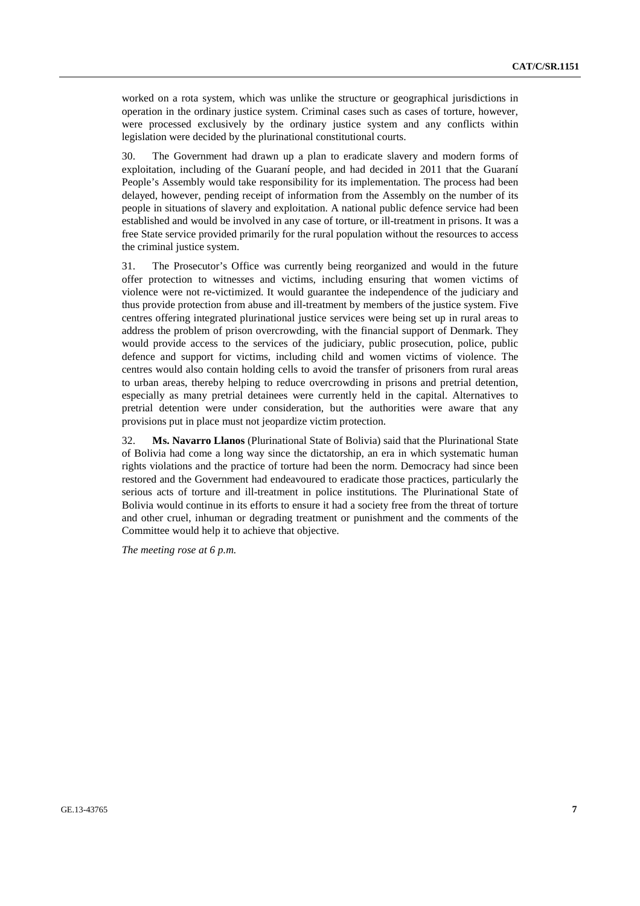worked on a rota system, which was unlike the structure or geographical jurisdictions in operation in the ordinary justice system. Criminal cases such as cases of torture, however, were processed exclusively by the ordinary justice system and any conflicts within legislation were decided by the plurinational constitutional courts.

30. The Government had drawn up a plan to eradicate slavery and modern forms of exploitation, including of the Guaraní people, and had decided in 2011 that the Guaraní People's Assembly would take responsibility for its implementation. The process had been delayed, however, pending receipt of information from the Assembly on the number of its people in situations of slavery and exploitation. A national public defence service had been established and would be involved in any case of torture, or ill-treatment in prisons. It was a free State service provided primarily for the rural population without the resources to access the criminal justice system.

31. The Prosecutor's Office was currently being reorganized and would in the future offer protection to witnesses and victims, including ensuring that women victims of violence were not re-victimized. It would guarantee the independence of the judiciary and thus provide protection from abuse and ill-treatment by members of the justice system. Five centres offering integrated plurinational justice services were being set up in rural areas to address the problem of prison overcrowding, with the financial support of Denmark. They would provide access to the services of the judiciary, public prosecution, police, public defence and support for victims, including child and women victims of violence. The centres would also contain holding cells to avoid the transfer of prisoners from rural areas to urban areas, thereby helping to reduce overcrowding in prisons and pretrial detention, especially as many pretrial detainees were currently held in the capital. Alternatives to pretrial detention were under consideration, but the authorities were aware that any provisions put in place must not jeopardize victim protection.

32. **Ms. Navarro Llanos** (Plurinational State of Bolivia) said that the Plurinational State of Bolivia had come a long way since the dictatorship, an era in which systematic human rights violations and the practice of torture had been the norm. Democracy had since been restored and the Government had endeavoured to eradicate those practices, particularly the serious acts of torture and ill-treatment in police institutions. The Plurinational State of Bolivia would continue in its efforts to ensure it had a society free from the threat of torture and other cruel, inhuman or degrading treatment or punishment and the comments of the Committee would help it to achieve that objective.

*The meeting rose at 6 p.m.*